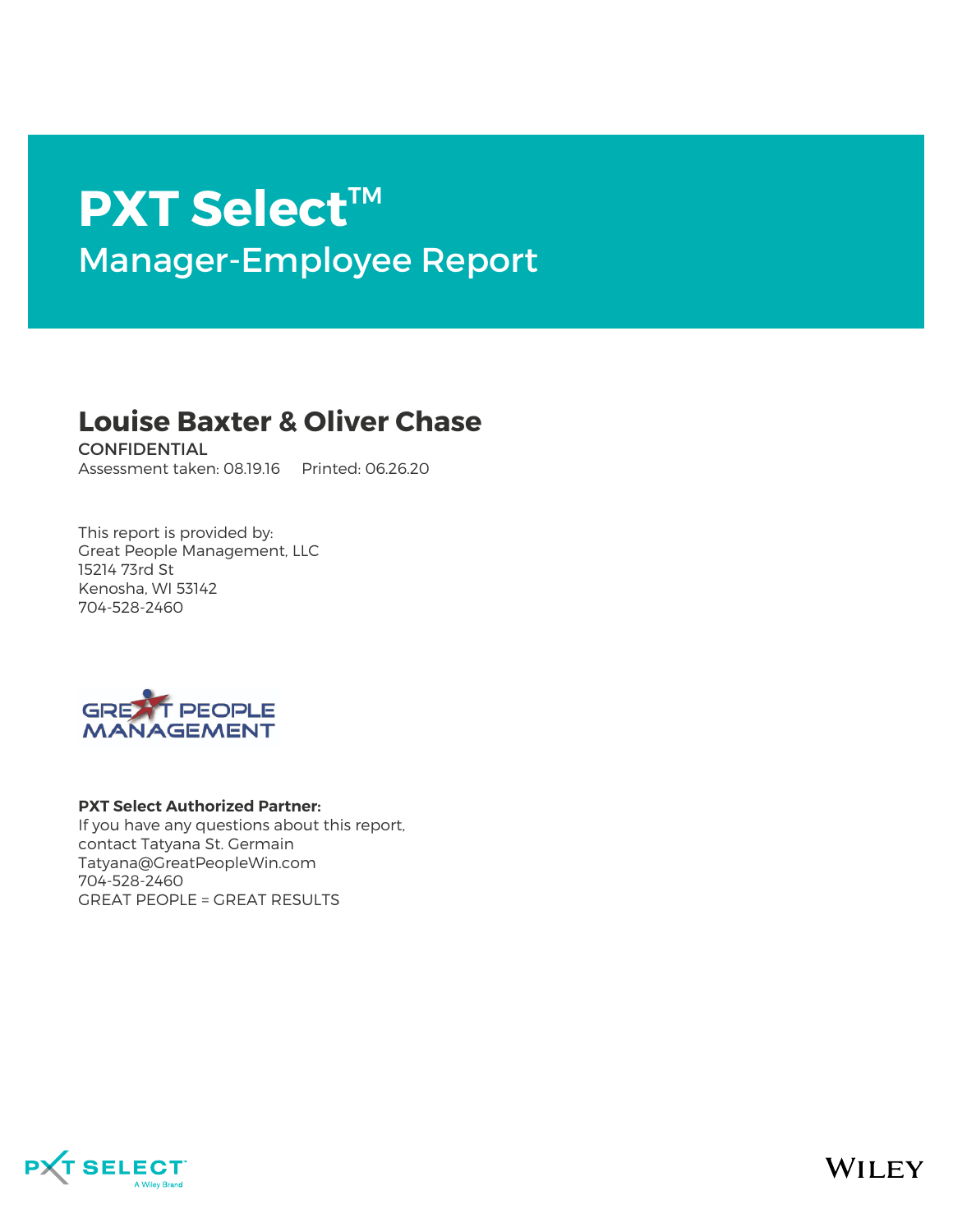# PXT Select™

## Manager-Employee Report

## Louise Baxter & Oliver Chase

CONFIDENTIAL

Assessment taken: 08.19.16 Printed: 06.26.20

This report is provided by:
Great People Management, LLC
15214 73rd St
Kenosha, WI 53142
704-528-2460

**PXT Select Authorized Partner:**
If you have any questions about this report, contact Tatyana St. Germain
Tatyana@GreatPeopleWin.com
704-528-2460
GREAT PEOPLE = GREAT RESULTS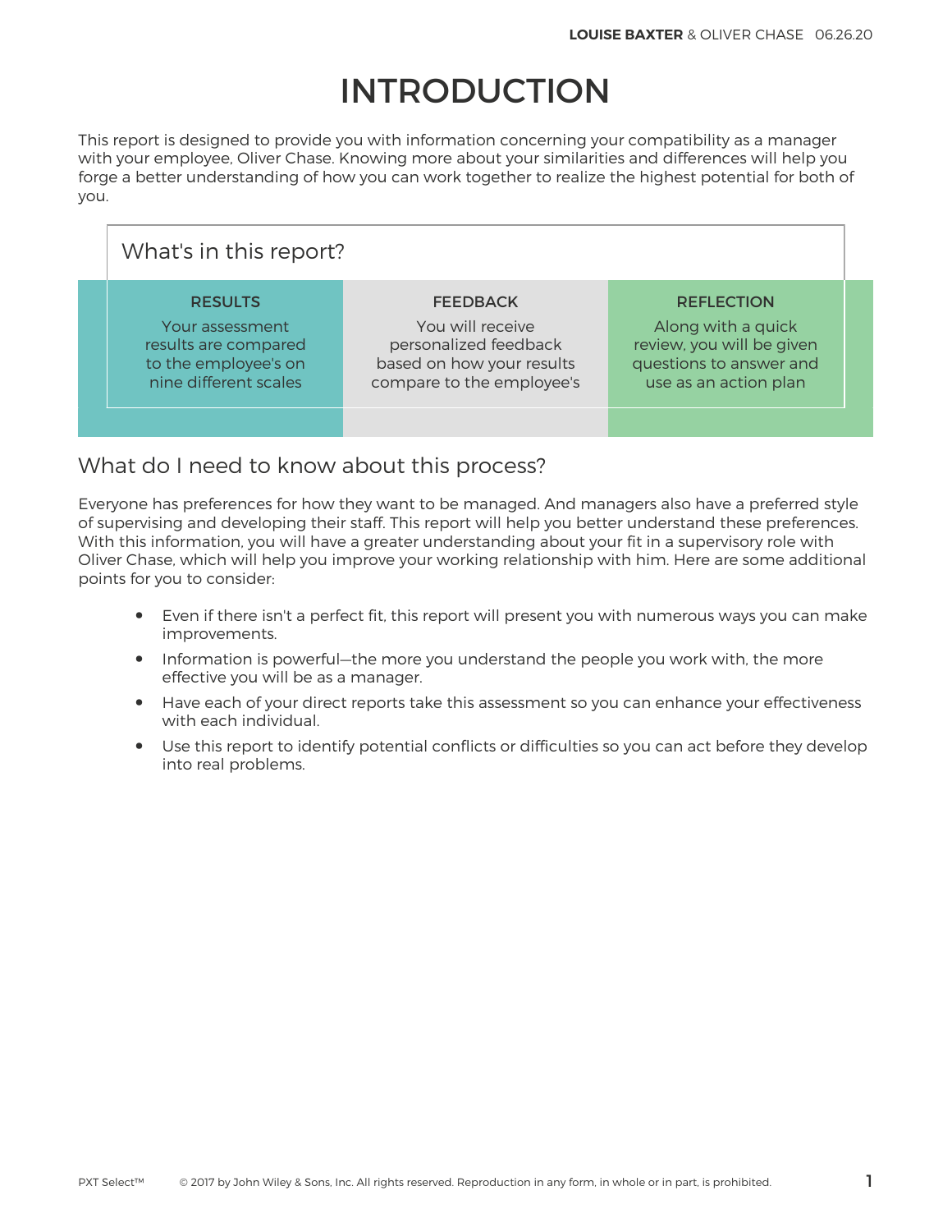# INTRODUCTION

This report is designed to provide you with information concerning your compatibility as a manager with your employee, Oliver Chase. Knowing more about your similarities and differences will help you forge a better understanding of how you can work together to realize the highest potential for both of you.

## What's in this report?

| RESULTS | FEEDBACK | REFLECTION |
|---|---|---|
| Your assessment results are compared to the employee's on nine different scales | You will receive personalized feedback based on how your results compare to the employee's | Along with a quick review, you will be given questions to answer and use as an action plan |

## What do I need to know about this process?

Everyone has preferences for how they want to be managed. And managers also have a preferred style of supervising and developing their staff. This report will help you better understand these preferences. With this information, you will have a greater understanding about your fit in a supervisory role with Oliver Chase, which will help you improve your working relationship with him. Here are some additional points for you to consider:

- Even if there isn't a perfect fit, this report will present you with numerous ways you can make improvements.
- Information is powerful—the more you understand the people you work with, the more effective you will be as a manager.
- Have each of your direct reports take this assessment so you can enhance your effectiveness with each individual.
- Use this report to identify potential conflicts or difficulties so you can act before they develop into real problems.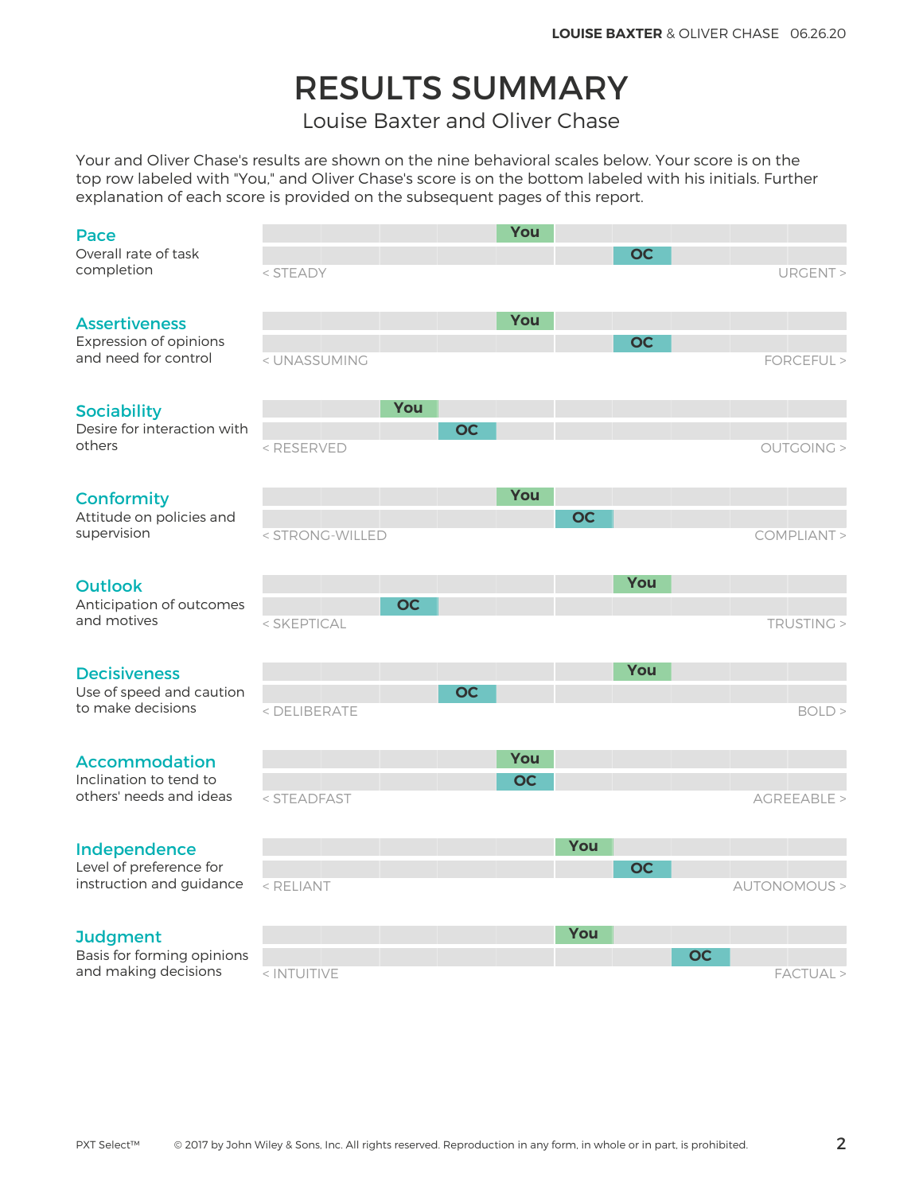# RESULTS SUMMARY

## Louise Baxter and Oliver Chase

Your and Oliver Chase's results are shown on the nine behavioral scales below. Your score is on the top row labeled with "You," and Oliver Chase's score is on the bottom labeled with his initials. Further explanation of each score is provided on the subsequent pages of this report.

| Scale | Description | Left end | You (position, 1–10) | OC (position, 1–10) | Right end |
|---|---|---|---|---|---|
| **Pace** | Overall rate of task completion | < STEADY | 5 | 7 | URGENT > |
| **Assertiveness** | Expression of opinions and need for control | < UNASSUMING | 5 | 7 | FORCEFUL > |
| **Sociability** | Desire for interaction with others | < RESERVED | 3 | 4 | OUTGOING > |
| **Conformity** | Attitude on policies and supervision | < STRONG-WILLED | 5 | 6 | COMPLIANT > |
| **Outlook** | Anticipation of outcomes and motives | < SKEPTICAL | 7 | 3 | TRUSTING > |
| **Decisiveness** | Use of speed and caution to make decisions | < DELIBERATE | 7 | 4 | BOLD > |
| **Accommodation** | Inclination to tend to others' needs and ideas | < STEADFAST | 5 | 5 | AGREEABLE > |
| **Independence** | Level of preference for instruction and guidance | < RELIANT | 6 | 7 | AUTONOMOUS > |
| **Judgment** | Basis for forming opinions and making decisions | < INTUITIVE | 6 | 8 | FACTUAL > |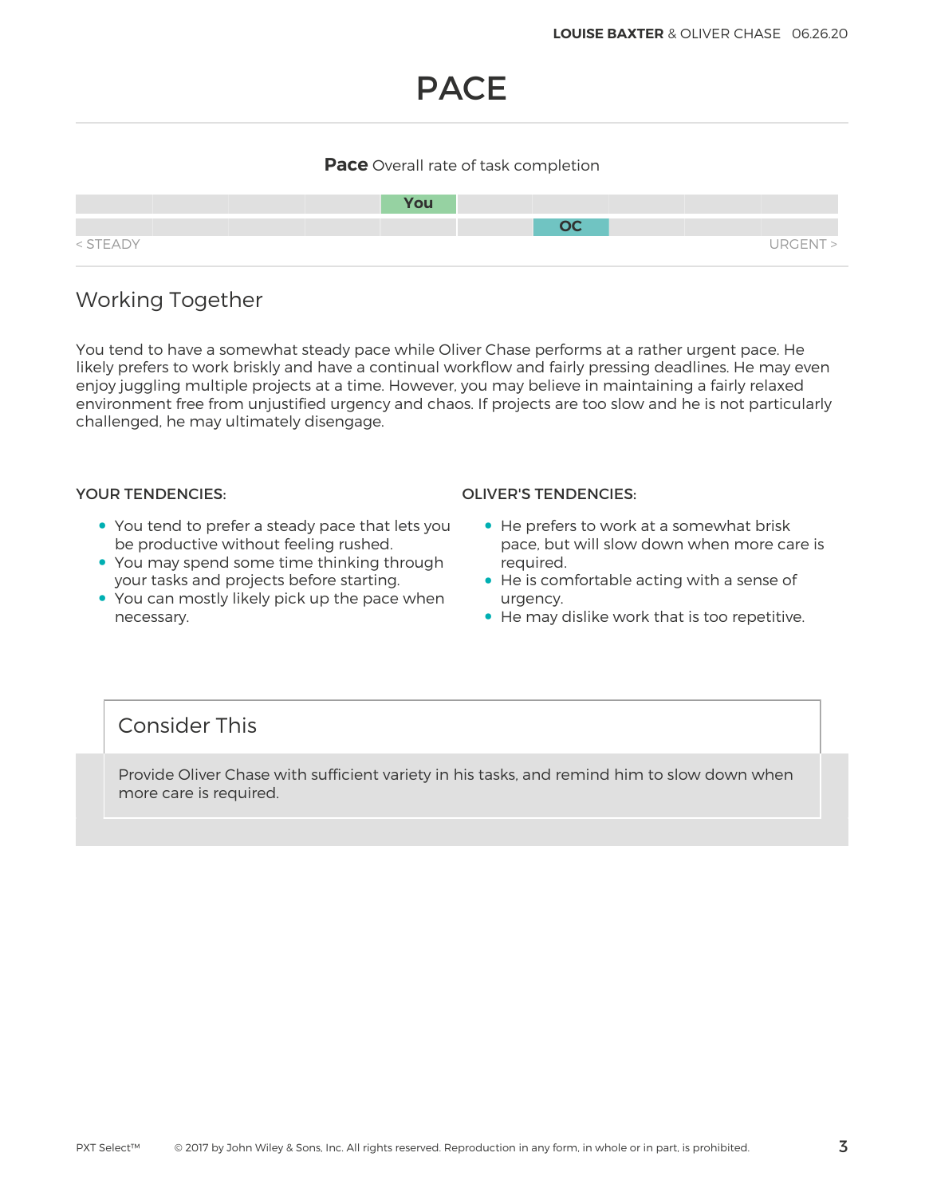# PACE

**Pace** Overall rate of task completion

| | | | | | | | | | |
|---|---|---|---|---|---|---|---|---|---|
| | | | | You | | | | | |
| | | | | | | OC | | | |

< STEADY URGENT >

## Working Together

You tend to have a somewhat steady pace while Oliver Chase performs at a rather urgent pace. He likely prefers to work briskly and have a continual workflow and fairly pressing deadlines. He may even enjoy juggling multiple projects at a time. However, you may believe in maintaining a fairly relaxed environment free from unjustified urgency and chaos. If projects are too slow and he is not particularly challenged, he may ultimately disengage.

### YOUR TENDENCIES:

- You tend to prefer a steady pace that lets you be productive without feeling rushed.
- You may spend some time thinking through your tasks and projects before starting.
- You can mostly likely pick up the pace when necessary.

### OLIVER'S TENDENCIES:

- He prefers to work at a somewhat brisk pace, but will slow down when more care is required.
- He is comfortable acting with a sense of urgency.
- He may dislike work that is too repetitive.

## Consider This

Provide Oliver Chase with sufficient variety in his tasks, and remind him to slow down when more care is required.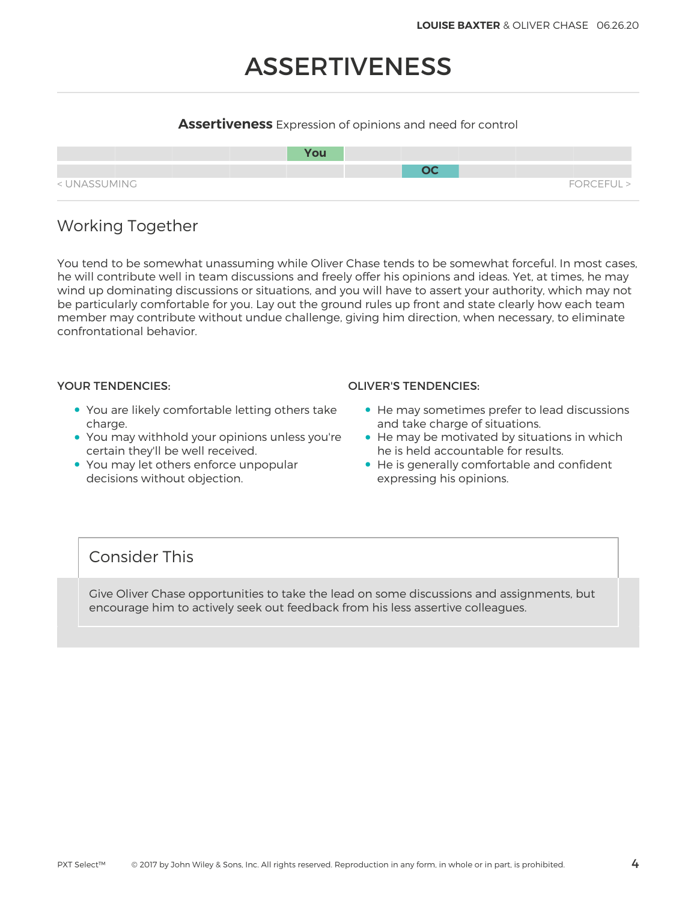# ASSERTIVENESS

**Assertiveness** Expression of opinions and need for control

| | | | | | | | | | |
|---|---|---|---|---|---|---|---|---|---|
| | | | | You | | | | | |
| | | | | | | OC | | | |

< UNASSUMING FORCEFUL >

## Working Together

You tend to be somewhat unassuming while Oliver Chase tends to be somewhat forceful. In most cases, he will contribute well in team discussions and freely offer his opinions and ideas. Yet, at times, he may wind up dominating discussions or situations, and you will have to assert your authority, which may not be particularly comfortable for you. Lay out the ground rules up front and state clearly how each team member may contribute without undue challenge, giving him direction, when necessary, to eliminate confrontational behavior.

### YOUR TENDENCIES:

- You are likely comfortable letting others take charge.
- You may withhold your opinions unless you're certain they'll be well received.
- You may let others enforce unpopular decisions without objection.

### OLIVER'S TENDENCIES:

- He may sometimes prefer to lead discussions and take charge of situations.
- He may be motivated by situations in which he is held accountable for results.
- He is generally comfortable and confident expressing his opinions.

### Consider This

Give Oliver Chase opportunities to take the lead on some discussions and assignments, but encourage him to actively seek out feedback from his less assertive colleagues.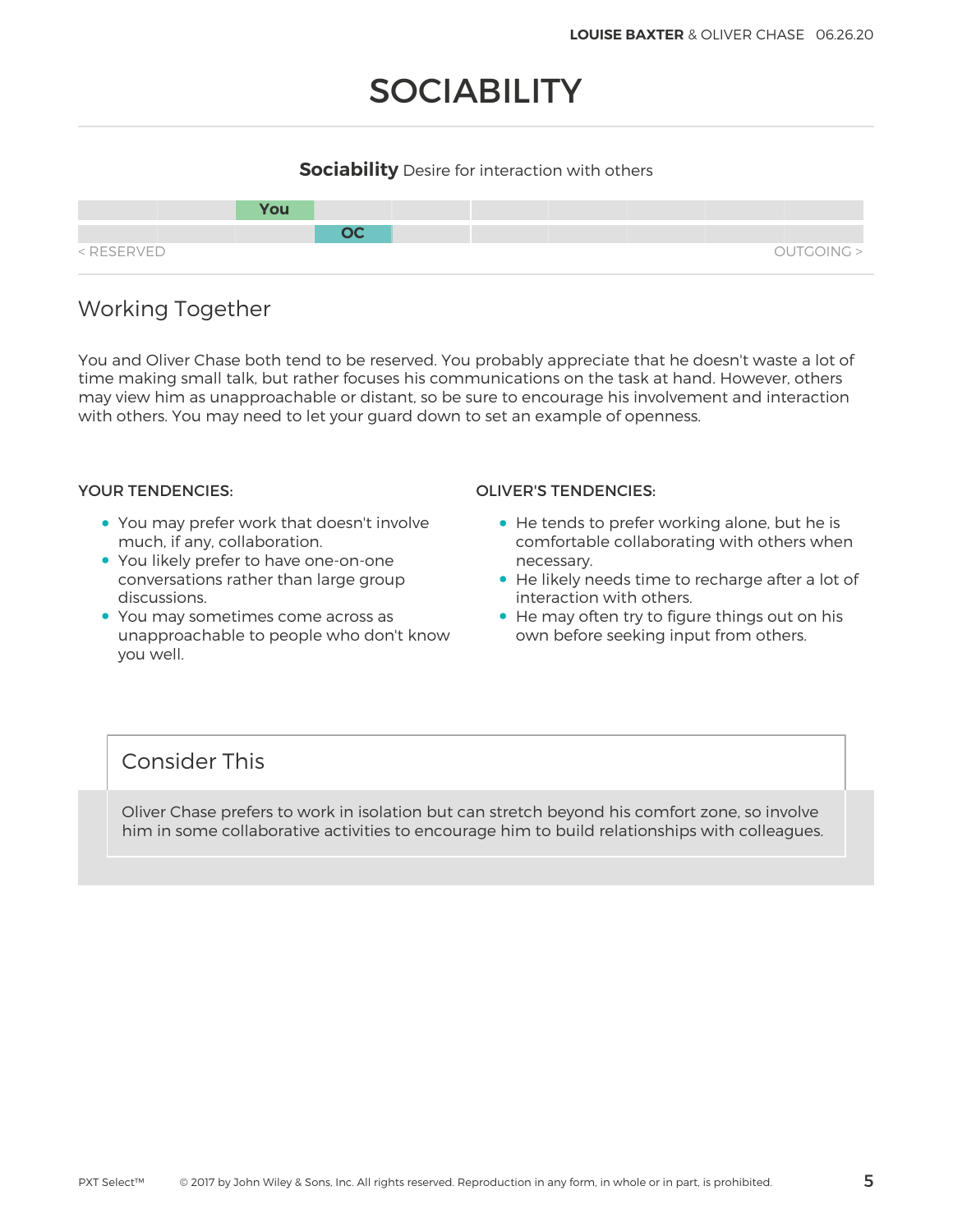# SOCIABILITY

**Sociability** Desire for interaction with others

You

OC

< RESERVED — OUTGOING >

## Working Together

You and Oliver Chase both tend to be reserved. You probably appreciate that he doesn't waste a lot of time making small talk, but rather focuses his communications on the task at hand. However, others may view him as unapproachable or distant, so be sure to encourage his involvement and interaction with others. You may need to let your guard down to set an example of openness.

### YOUR TENDENCIES:

- You may prefer work that doesn't involve much, if any, collaboration.
- You likely prefer to have one-on-one conversations rather than large group discussions.
- You may sometimes come across as unapproachable to people who don't know you well.

### OLIVER'S TENDENCIES:

- He tends to prefer working alone, but he is comfortable collaborating with others when necessary.
- He likely needs time to recharge after a lot of interaction with others.
- He may often try to figure things out on his own before seeking input from others.

## Consider This

Oliver Chase prefers to work in isolation but can stretch beyond his comfort zone, so involve him in some collaborative activities to encourage him to build relationships with colleagues.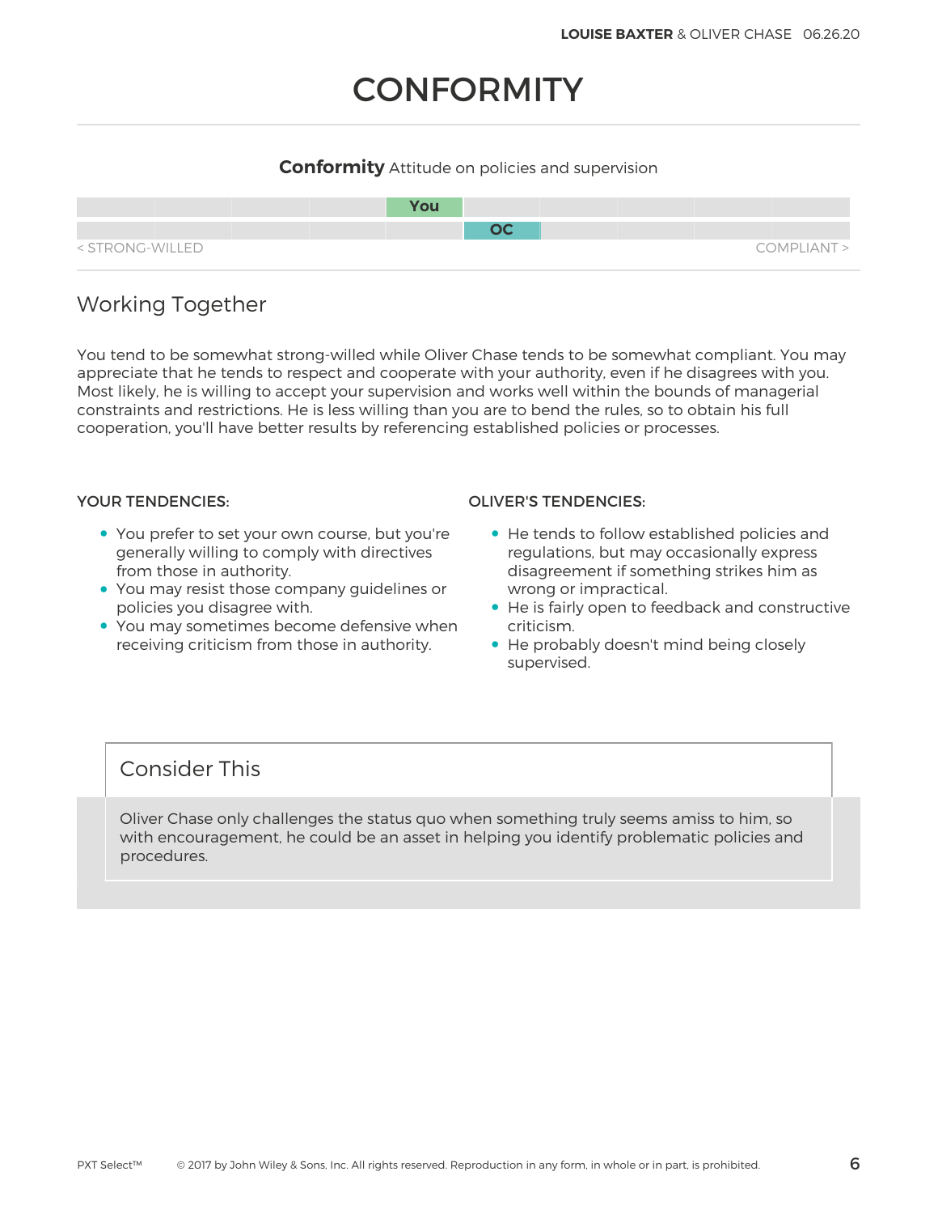# CONFORMITY

**Conformity** Attitude on policies and supervision

| | | | | | | | | | |
|---|---|---|---|---|---|---|---|---|---|
| | | | | You | | | | | |
| | | | | | OC | | | | |

< STRONG-WILLED COMPLIANT >

## Working Together

You tend to be somewhat strong-willed while Oliver Chase tends to be somewhat compliant. You may appreciate that he tends to respect and cooperate with your authority, even if he disagrees with you. Most likely, he is willing to accept your supervision and works well within the bounds of managerial constraints and restrictions. He is less willing than you are to bend the rules, so to obtain his full cooperation, you'll have better results by referencing established policies or processes.

### YOUR TENDENCIES:

- You prefer to set your own course, but you're generally willing to comply with directives from those in authority.
- You may resist those company guidelines or policies you disagree with.
- You may sometimes become defensive when receiving criticism from those in authority.

### OLIVER'S TENDENCIES:

- He tends to follow established policies and regulations, but may occasionally express disagreement if something strikes him as wrong or impractical.
- He is fairly open to feedback and constructive criticism.
- He probably doesn't mind being closely supervised.

## Consider This

Oliver Chase only challenges the status quo when something truly seems amiss to him, so with encouragement, he could be an asset in helping you identify problematic policies and procedures.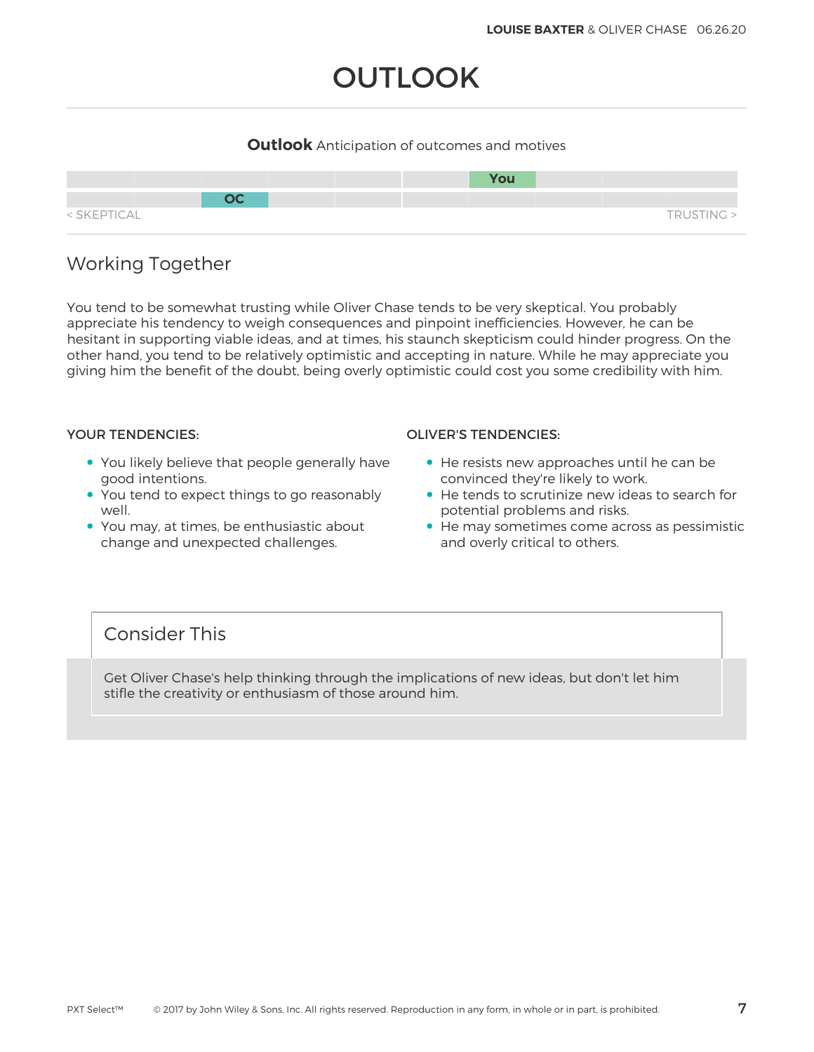# OUTLOOK

**Outlook** Anticipation of outcomes and motives

You

OC

< SKEPTICAL TRUSTING >

## Working Together

You tend to be somewhat trusting while Oliver Chase tends to be very skeptical. You probably appreciate his tendency to weigh consequences and pinpoint inefficiencies. However, he can be hesitant in supporting viable ideas, and at times, his staunch skepticism could hinder progress. On the other hand, you tend to be relatively optimistic and accepting in nature. While he may appreciate you giving him the benefit of the doubt, being overly optimistic could cost you some credibility with him.

**YOUR TENDENCIES:**

- You likely believe that people generally have good intentions.
- You tend to expect things to go reasonably well.
- You may, at times, be enthusiastic about change and unexpected challenges.

**OLIVER'S TENDENCIES:**

- He resists new approaches until he can be convinced they're likely to work.
- He tends to scrutinize new ideas to search for potential problems and risks.
- He may sometimes come across as pessimistic and overly critical to others.

## Consider This

Get Oliver Chase's help thinking through the implications of new ideas, but don't let him stifle the creativity or enthusiasm of those around him.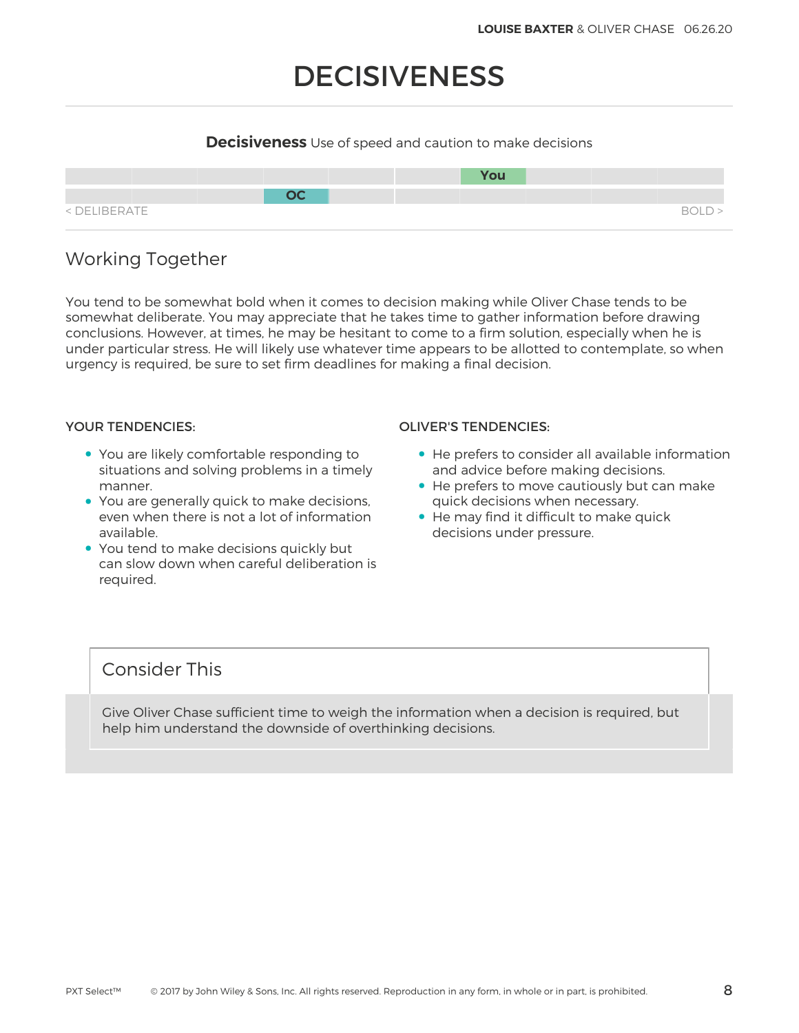# DECISIVENESS

**Decisiveness** Use of speed and caution to make decisions

| | | | | | | | | | |
|---|---|---|---|---|---|---|---|---|---|
| | | | | | | You | | | |
| | | | OC | | | | | | |

< DELIBERATE — BOLD >

## Working Together

You tend to be somewhat bold when it comes to decision making while Oliver Chase tends to be somewhat deliberate. You may appreciate that he takes time to gather information before drawing conclusions. However, at times, he may be hesitant to come to a firm solution, especially when he is under particular stress. He will likely use whatever time appears to be allotted to contemplate, so when urgency is required, be sure to set firm deadlines for making a final decision.

### YOUR TENDENCIES:

- You are likely comfortable responding to situations and solving problems in a timely manner.
- You are generally quick to make decisions, even when there is not a lot of information available.
- You tend to make decisions quickly but can slow down when careful deliberation is required.

### OLIVER'S TENDENCIES:

- He prefers to consider all available information and advice before making decisions.
- He prefers to move cautiously but can make quick decisions when necessary.
- He may find it difficult to make quick decisions under pressure.

## Consider This

Give Oliver Chase sufficient time to weigh the information when a decision is required, but help him understand the downside of overthinking decisions.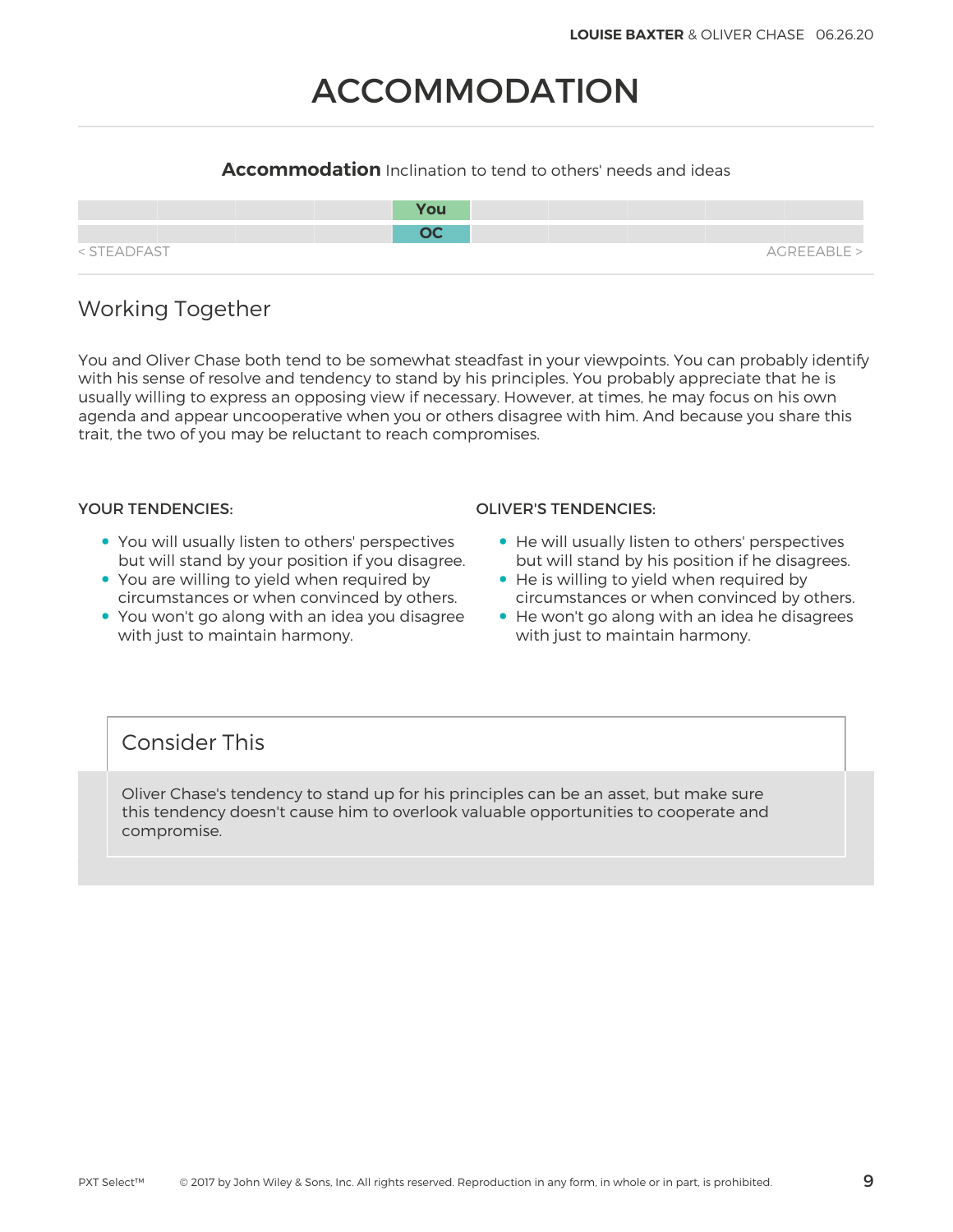# ACCOMMODATION

**Accommodation** Inclination to tend to others' needs and ideas

| | | | | | | | | | |
|---|---|---|---|---|---|---|---|---|---|
| | | | | You | | | | | |
| | | | | OC | | | | | |

< STEADFAST AGREEABLE >

## Working Together

You and Oliver Chase both tend to be somewhat steadfast in your viewpoints. You can probably identify with his sense of resolve and tendency to stand by his principles. You probably appreciate that he is usually willing to express an opposing view if necessary. However, at times, he may focus on his own agenda and appear uncooperative when you or others disagree with him. And because you share this trait, the two of you may be reluctant to reach compromises.

**YOUR TENDENCIES:**

- You will usually listen to others' perspectives but will stand by your position if you disagree.
- You are willing to yield when required by circumstances or when convinced by others.
- You won't go along with an idea you disagree with just to maintain harmony.

**OLIVER'S TENDENCIES:**

- He will usually listen to others' perspectives but will stand by his position if he disagrees.
- He is willing to yield when required by circumstances or when convinced by others.
- He won't go along with an idea he disagrees with just to maintain harmony.

## Consider This

Oliver Chase's tendency to stand up for his principles can be an asset, but make sure this tendency doesn't cause him to overlook valuable opportunities to cooperate and compromise.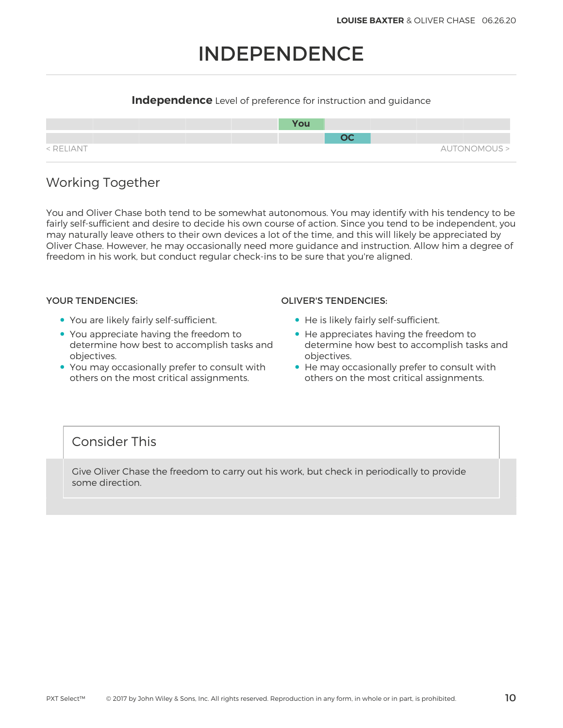# INDEPENDENCE

**Independence** Level of preference for instruction and guidance

| | | | | | | | | | |
|---|---|---|---|---|---|---|---|---|---|
| | | | | | You | | | | |
| | | | | | | OC | | | |

< RELIANT    AUTONOMOUS >

## Working Together

You and Oliver Chase both tend to be somewhat autonomous. You may identify with his tendency to be fairly self-sufficient and desire to decide his own course of action. Since you tend to be independent, you may naturally leave others to their own devices a lot of the time, and this will likely be appreciated by Oliver Chase. However, he may occasionally need more guidance and instruction. Allow him a degree of freedom in his work, but conduct regular check-ins to be sure that you're aligned.

### YOUR TENDENCIES:

- You are likely fairly self-sufficient.
- You appreciate having the freedom to determine how best to accomplish tasks and objectives.
- You may occasionally prefer to consult with others on the most critical assignments.

### OLIVER'S TENDENCIES:

- He is likely fairly self-sufficient.
- He appreciates having the freedom to determine how best to accomplish tasks and objectives.
- He may occasionally prefer to consult with others on the most critical assignments.

## Consider This

Give Oliver Chase the freedom to carry out his work, but check in periodically to provide some direction.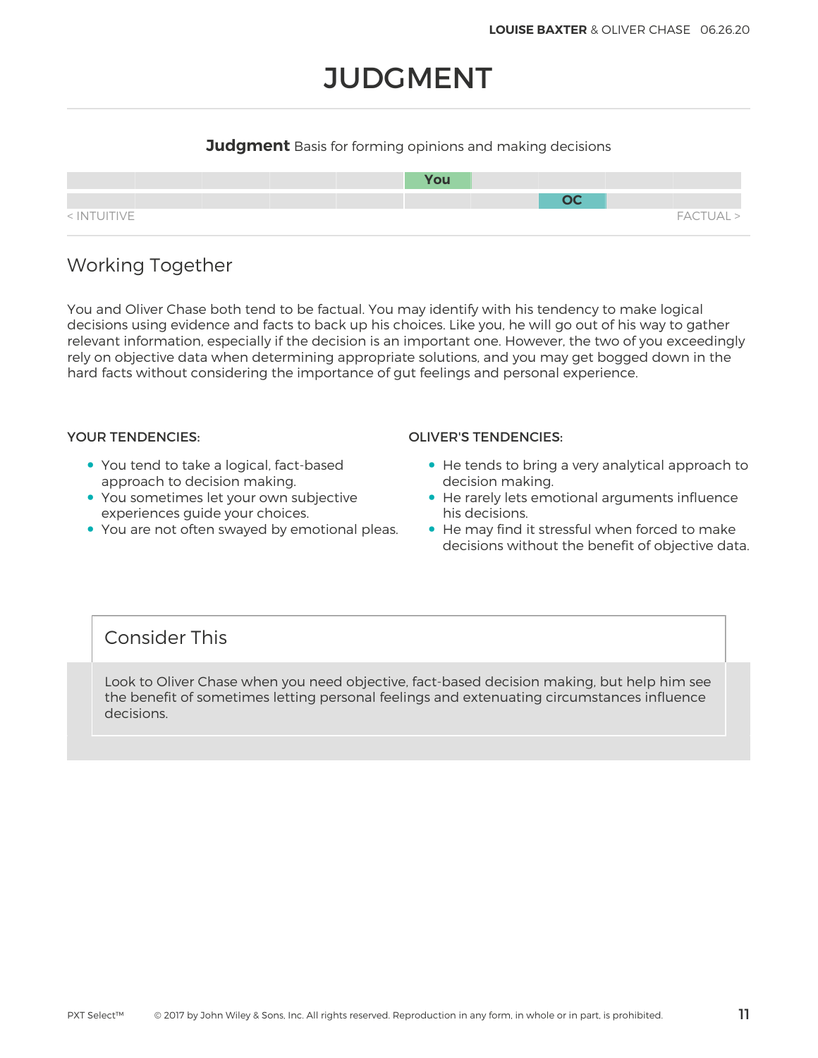# JUDGMENT

**Judgment** Basis for forming opinions and making decisions

| | | | | | | | | | |
|---|---|---|---|---|---|---|---|---|---|
| | | | | | You | | | | |
| | | | | | | | OC | | |

< INTUITIVE FACTUAL >

## Working Together

You and Oliver Chase both tend to be factual. You may identify with his tendency to make logical decisions using evidence and facts to back up his choices. Like you, he will go out of his way to gather relevant information, especially if the decision is an important one. However, the two of you exceedingly rely on objective data when determining appropriate solutions, and you may get bogged down in the hard facts without considering the importance of gut feelings and personal experience.

**YOUR TENDENCIES:**

- You tend to take a logical, fact-based approach to decision making.
- You sometimes let your own subjective experiences guide your choices.
- You are not often swayed by emotional pleas.

**OLIVER'S TENDENCIES:**

- He tends to bring a very analytical approach to decision making.
- He rarely lets emotional arguments influence his decisions.
- He may find it stressful when forced to make decisions without the benefit of objective data.

## Consider This

Look to Oliver Chase when you need objective, fact-based decision making, but help him see the benefit of sometimes letting personal feelings and extenuating circumstances influence decisions.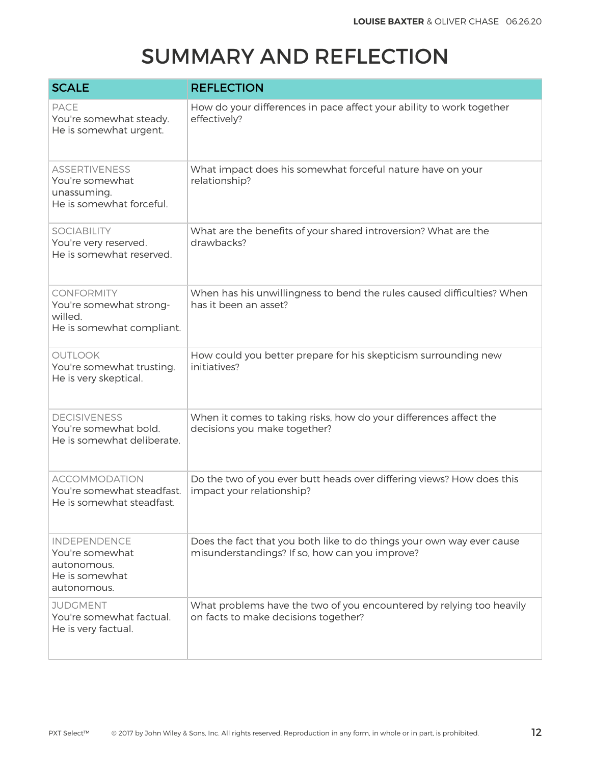# SUMMARY AND REFLECTION

| SCALE | REFLECTION |
| --- | --- |
| PACE<br>You're somewhat steady.<br>He is somewhat urgent. | How do your differences in pace affect your ability to work together effectively? |
| ASSERTIVENESS<br>You're somewhat unassuming.<br>He is somewhat forceful. | What impact does his somewhat forceful nature have on your relationship? |
| SOCIABILITY<br>You're very reserved.<br>He is somewhat reserved. | What are the benefits of your shared introversion? What are the drawbacks? |
| CONFORMITY<br>You're somewhat strong-willed.<br>He is somewhat compliant. | When has his unwillingness to bend the rules caused difficulties? When has it been an asset? |
| OUTLOOK<br>You're somewhat trusting.<br>He is very skeptical. | How could you better prepare for his skepticism surrounding new initiatives? |
| DECISIVENESS<br>You're somewhat bold.<br>He is somewhat deliberate. | When it comes to taking risks, how do your differences affect the decisions you make together? |
| ACCOMMODATION<br>You're somewhat steadfast.<br>He is somewhat steadfast. | Do the two of you ever butt heads over differing views? How does this impact your relationship? |
| INDEPENDENCE<br>You're somewhat autonomous.<br>He is somewhat autonomous. | Does the fact that you both like to do things your own way ever cause misunderstandings? If so, how can you improve? |
| JUDGMENT<br>You're somewhat factual.<br>He is very factual. | What problems have the two of you encountered by relying too heavily on facts to make decisions together? |